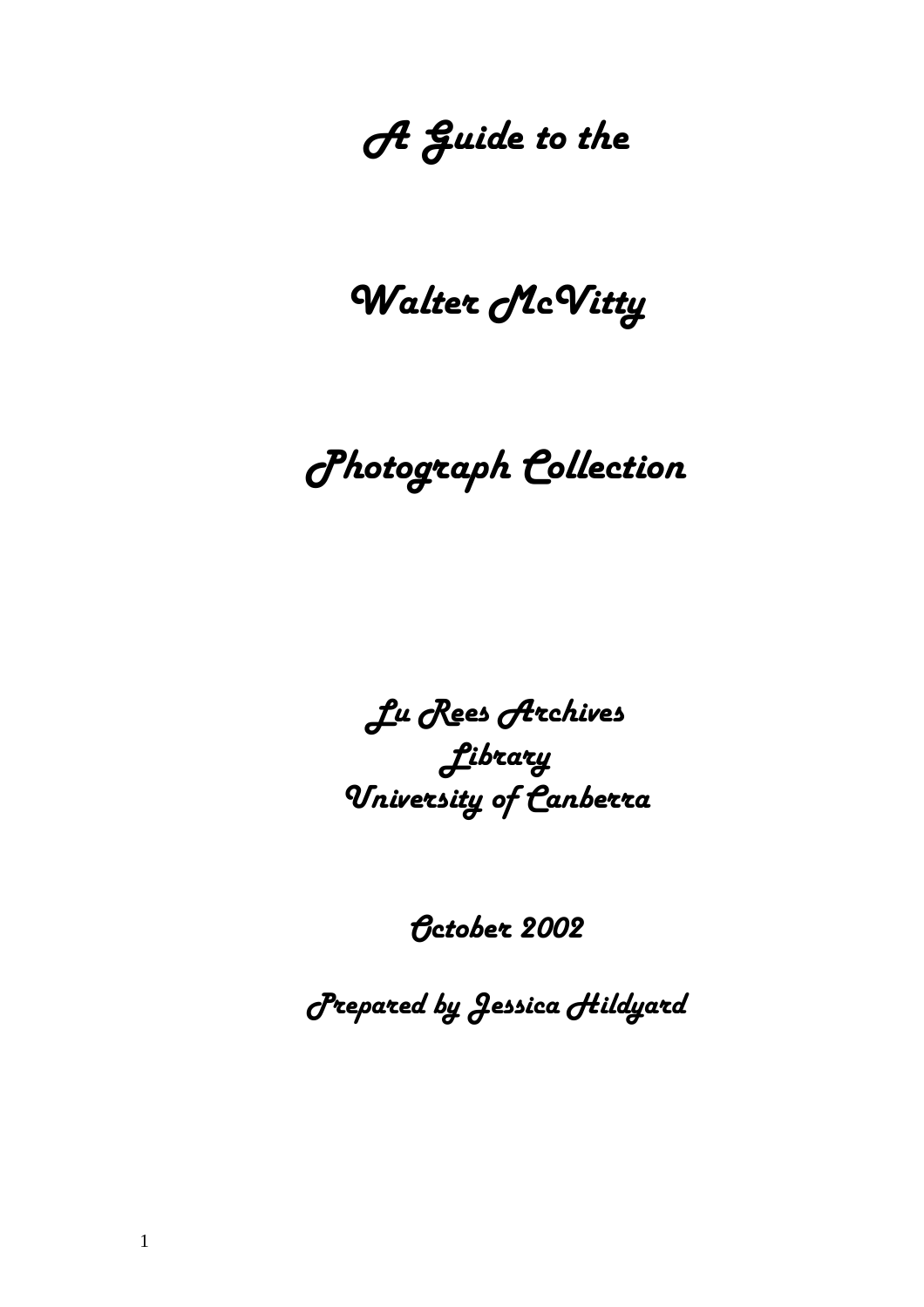# A Guide to the

# Walter McVitty

# Photograph Collection

**Lu Rees Archives**
**Library**
**University of Canberra**

**October 2002**

**Prepared by Jessica Hildyard**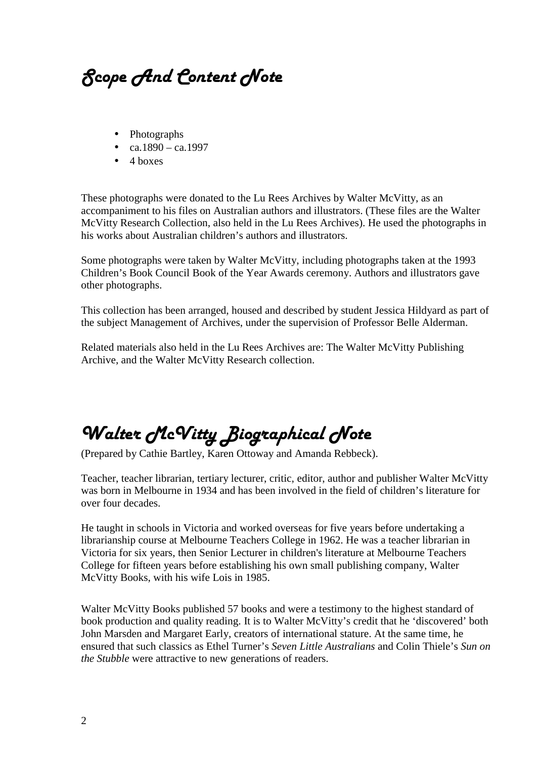# Scope And Content Note

- Photographs
- ca.1890 – ca.1997
- 4 boxes

These photographs were donated to the Lu Rees Archives by Walter McVitty, as an accompaniment to his files on Australian authors and illustrators. (These files are the Walter McVitty Research Collection, also held in the Lu Rees Archives). He used the photographs in his works about Australian children's authors and illustrators.

Some photographs were taken by Walter McVitty, including photographs taken at the 1993 Children's Book Council Book of the Year Awards ceremony. Authors and illustrators gave other photographs.

This collection has been arranged, housed and described by student Jessica Hildyard as part of the subject Management of Archives, under the supervision of Professor Belle Alderman.

Related materials also held in the Lu Rees Archives are: The Walter McVitty Publishing Archive, and the Walter McVitty Research collection.

# Walter McVitty Biographical Note

(Prepared by Cathie Bartley, Karen Ottoway and Amanda Rebbeck).

Teacher, teacher librarian, tertiary lecturer, critic, editor, author and publisher Walter McVitty was born in Melbourne in 1934 and has been involved in the field of children's literature for over four decades.

He taught in schools in Victoria and worked overseas for five years before undertaking a librarianship course at Melbourne Teachers College in 1962. He was a teacher librarian in Victoria for six years, then Senior Lecturer in children's literature at Melbourne Teachers College for fifteen years before establishing his own small publishing company, Walter McVitty Books, with his wife Lois in 1985.

Walter McVitty Books published 57 books and were a testimony to the highest standard of book production and quality reading. It is to Walter McVitty's credit that he 'discovered' both John Marsden and Margaret Early, creators of international stature. At the same time, he ensured that such classics as Ethel Turner's *Seven Little Australians* and Colin Thiele's *Sun on the Stubble* were attractive to new generations of readers.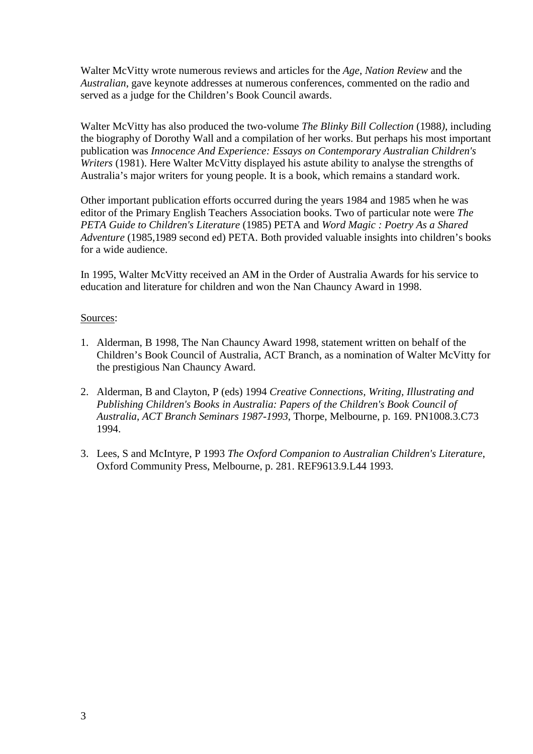Walter McVitty wrote numerous reviews and articles for the *Age*, *Nation Review* and the *Australian*, gave keynote addresses at numerous conferences, commented on the radio and served as a judge for the Children's Book Council awards.

Walter McVitty has also produced the two-volume *The Blinky Bill Collection* (1988), including the biography of Dorothy Wall and a compilation of her works. But perhaps his most important publication was *Innocence And Experience: Essays on Contemporary Australian Children's Writers* (1981). Here Walter McVitty displayed his astute ability to analyse the strengths of Australia's major writers for young people. It is a book, which remains a standard work.

Other important publication efforts occurred during the years 1984 and 1985 when he was editor of the Primary English Teachers Association books. Two of particular note were *The PETA Guide to Children's Literature* (1985) PETA and *Word Magic : Poetry As a Shared Adventure* (1985,1989 second ed) PETA. Both provided valuable insights into children's books for a wide audience.

In 1995, Walter McVitty received an AM in the Order of Australia Awards for his service to education and literature for children and won the Nan Chauncy Award in 1998.

Sources:

1. Alderman, B 1998, The Nan Chauncy Award 1998, statement written on behalf of the Children's Book Council of Australia, ACT Branch, as a nomination of Walter McVitty for the prestigious Nan Chauncy Award.
2. Alderman, B and Clayton, P (eds) 1994 *Creative Connections, Writing, Illustrating and Publishing Children's Books in Australia: Papers of the Children's Book Council of Australia, ACT Branch Seminars 1987-1993*, Thorpe, Melbourne, p. 169. PN1008.3.C73 1994.
3. Lees, S and McIntyre, P 1993 *The Oxford Companion to Australian Children's Literature*, Oxford Community Press, Melbourne, p. 281. REF9613.9.L44 1993.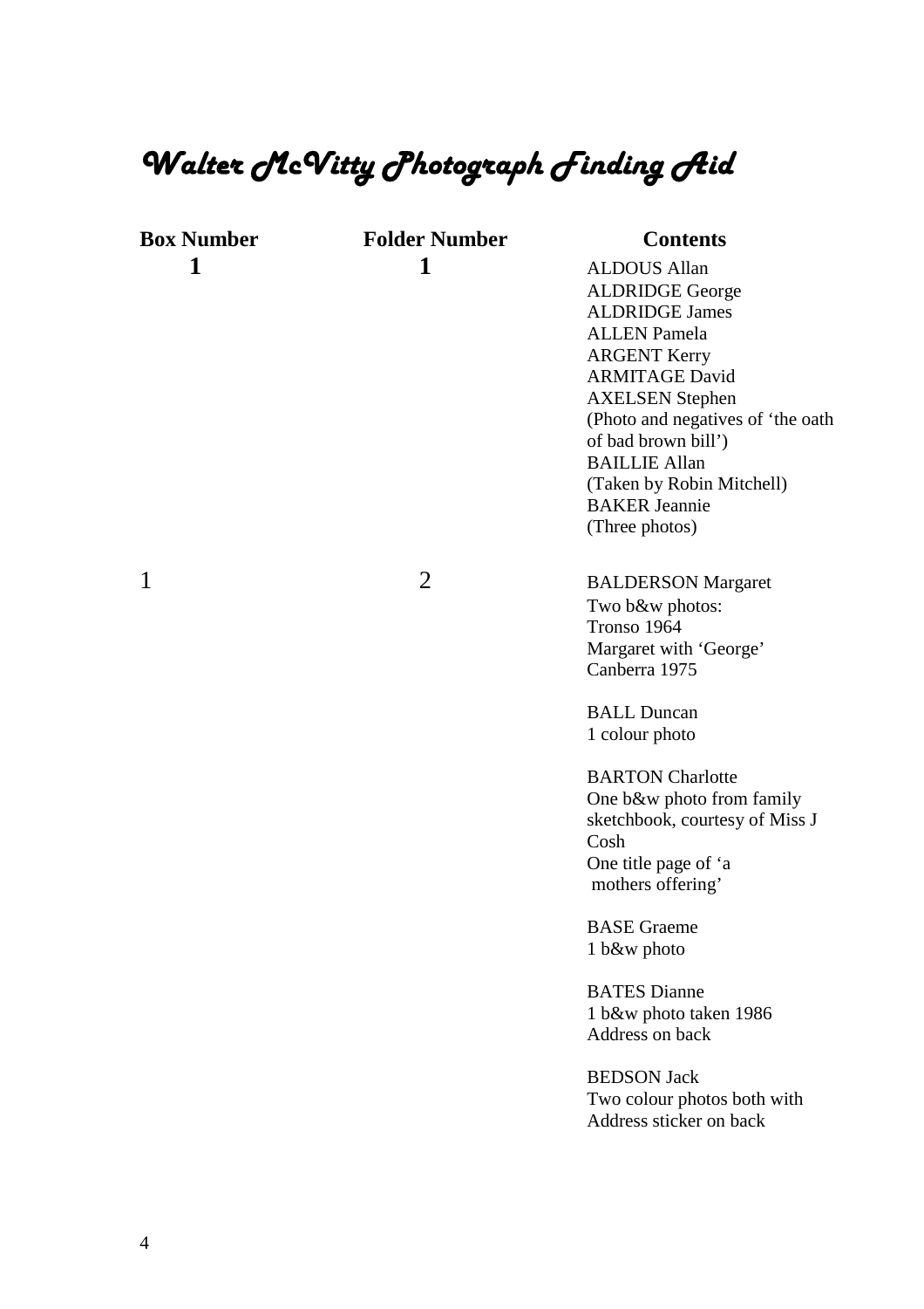# *Walter McVitty Photograph Finding Aid*

| Box Number | Folder Number | Contents |
|---|---|---|
| **1** | **1** | ALDOUS Allan<br>ALDRIDGE George<br>ALDRIDGE James<br>ALLEN Pamela<br>ARGENT Kerry<br>ARMITAGE David<br>AXELSEN Stephen<br>(Photo and negatives of 'the oath of bad brown bill')<br>BAILLIE Allan<br>(Taken by Robin Mitchell)<br>BAKER Jeannie<br>(Three photos) |
| 1 | 2 | BALDERSON Margaret<br>Two b&w photos:<br>Tronso 1964<br>Margaret with 'George'<br>Canberra 1975<br><br>BALL Duncan<br>1 colour photo<br><br>BARTON Charlotte<br>One b&w photo from family sketchbook, courtesy of Miss J Cosh<br>One title page of 'a mothers offering'<br><br>BASE Graeme<br>1 b&w photo<br><br>BATES Dianne<br>1 b&w photo taken 1986<br>Address on back<br><br>BEDSON Jack<br>Two colour photos both with Address sticker on back |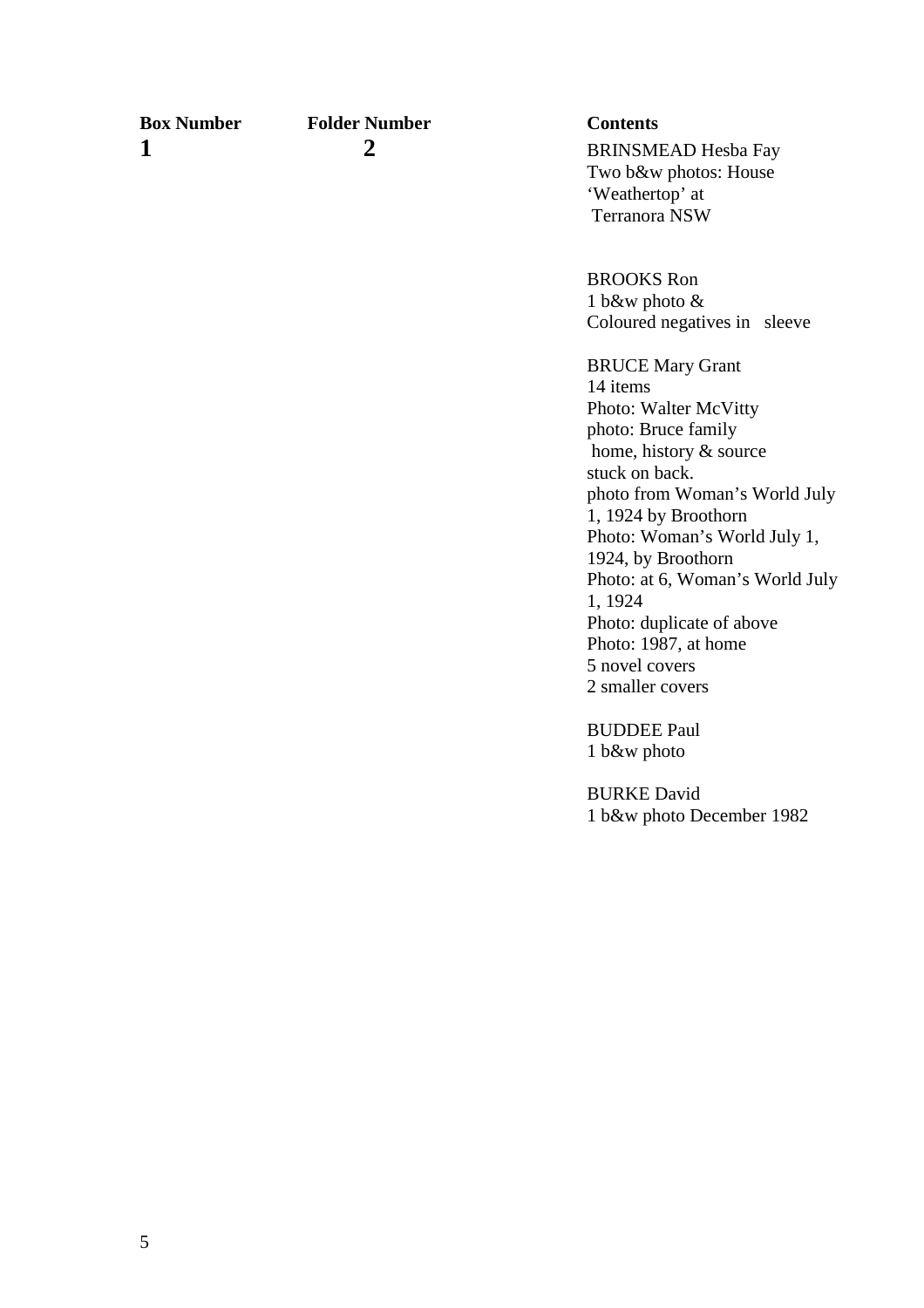| Box Number | Folder Number | Contents |
| --- | --- | --- |
| **1** | **2** | BRINSMEAD Hesba Fay<br>Two b&w photos: House 'Weathertop' at Terranora NSW<br><br>BROOKS Ron<br>1 b&w photo &<br>Coloured negatives in sleeve<br><br>BRUCE Mary Grant<br>14 items<br>Photo: Walter McVitty<br>photo: Bruce family home, history & source stuck on back.<br>photo from Woman's World July 1, 1924 by Broothorn<br>Photo: Woman's World July 1, 1924, by Broothorn<br>Photo: at 6, Woman's World July 1, 1924<br>Photo: duplicate of above<br>Photo: 1987, at home<br>5 novel covers<br>2 smaller covers<br><br>BUDDEE Paul<br>1 b&w photo<br><br>BURKE David<br>1 b&w photo December 1982 |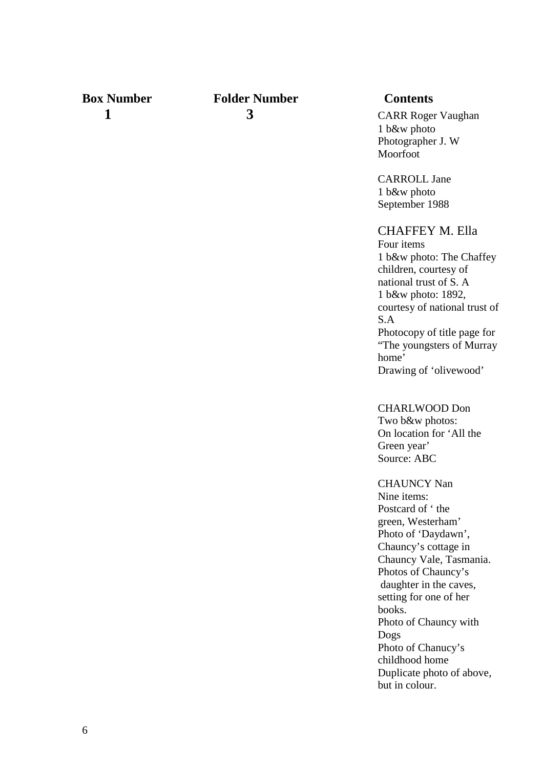| Box Number | Folder Number | Contents |
| --- | --- | --- |
| 1 | 3 | CARR Roger Vaughan<br>1 b&w photo<br>Photographer J. W Moorfoot<br><br>CARROLL Jane<br>1 b&w photo<br>September 1988<br><br>CHAFFEY M. Ella<br>Four items<br>1 b&w photo: The Chaffey children, courtesy of national trust of S. A<br>1 b&w photo: 1892, courtesy of national trust of S.A<br>Photocopy of title page for "The youngsters of Murray home'<br>Drawing of 'olivewood'<br><br>CHARLWOOD Don<br>Two b&w photos:<br>On location for 'All the Green year'<br>Source: ABC<br><br>CHAUNCY Nan<br>Nine items:<br>Postcard of ' the green, Westerham'<br>Photo of 'Daydawn', Chauncy's cottage in Chauncy Vale, Tasmania.<br>Photos of Chauncy's daughter in the caves, setting for one of her books.<br>Photo of Chauncy with Dogs<br>Photo of Chanucy's childhood home<br>Duplicate photo of above, but in colour. |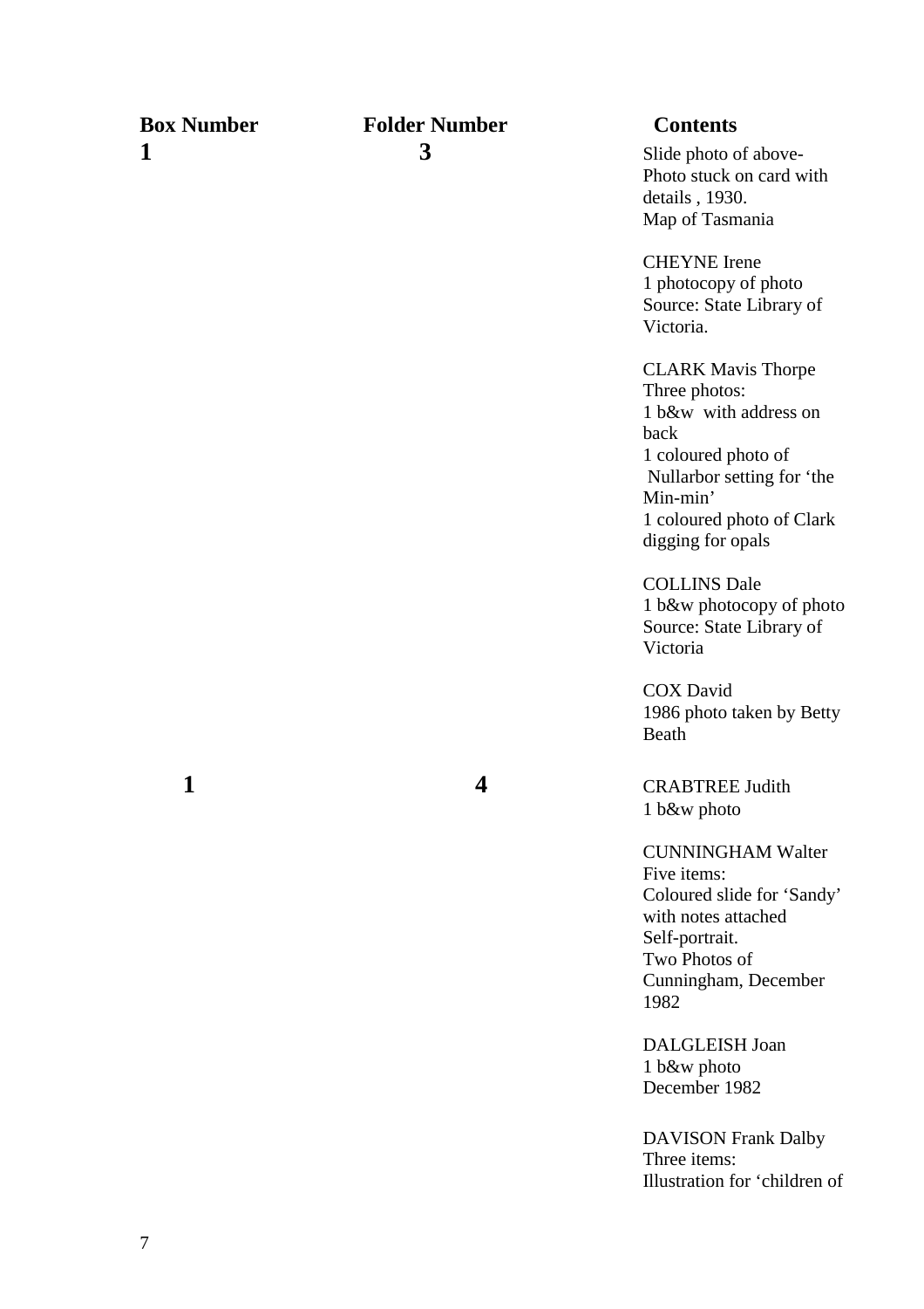| Box Number | Folder Number | Contents |
|---|---|---|
| 1 | 3 | Slide photo of above- Photo stuck on card with details , 1930. Map of Tasmania |
| | | CHEYNE Irene 1 photocopy of photo Source: State Library of Victoria. |
| | | CLARK Mavis Thorpe Three photos: 1 b&w with address on back 1 coloured photo of Nullarbor setting for 'the Min-min' 1 coloured photo of Clark digging for opals |
| | | COLLINS Dale 1 b&w photocopy of photo Source: State Library of Victoria |
| | | COX David 1986 photo taken by Betty Beath |
| 1 | 4 | CRABTREE Judith 1 b&w photo |
| | | CUNNINGHAM Walter Five items: Coloured slide for 'Sandy' with notes attached Self-portrait. Two Photos of Cunningham, December 1982 |
| | | DALGLEISH Joan 1 b&w photo December 1982 |
| | | DAVISON Frank Dalby Three items: Illustration for 'children of |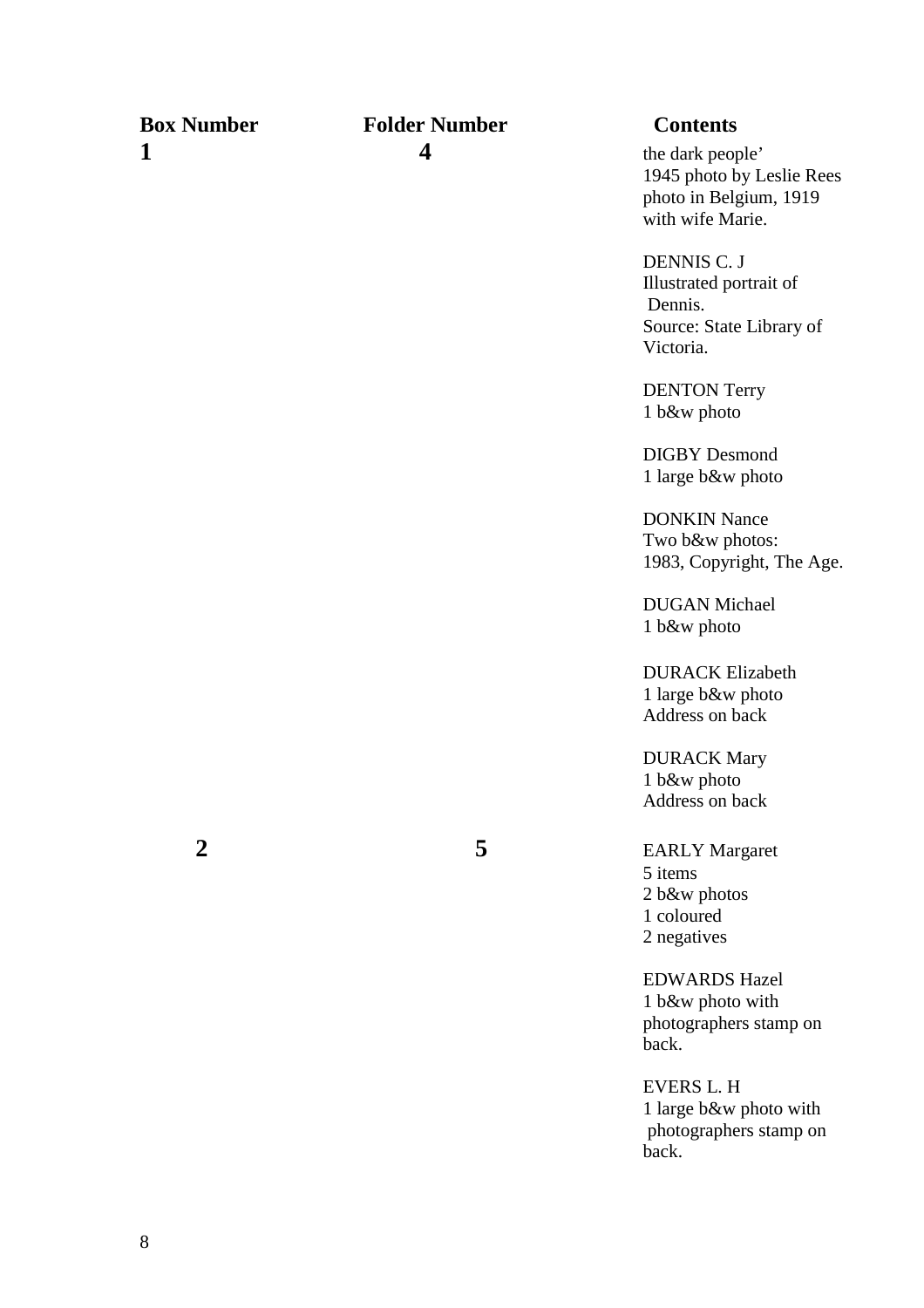| Box Number | Folder Number | Contents |
| --- | --- | --- |
| 1 | 4 | the dark people'<br>1945 photo by Leslie Rees<br>photo in Belgium, 1919<br>with wife Marie. |
| | | DENNIS C. J<br>Illustrated portrait of Dennis.<br>Source: State Library of Victoria. |
| | | DENTON Terry<br>1 b&w photo |
| | | DIGBY Desmond<br>1 large b&w photo |
| | | DONKIN Nance<br>Two b&w photos:<br>1983, Copyright, The Age. |
| | | DUGAN Michael<br>1 b&w photo |
| | | DURACK Elizabeth<br>1 large b&w photo<br>Address on back |
| | | DURACK Mary<br>1 b&w photo<br>Address on back |
| 2 | 5 | EARLY Margaret<br>5 items<br>2 b&w photos<br>1 coloured<br>2 negatives |
| | | EDWARDS Hazel<br>1 b&w photo with photographers stamp on back. |
| | | EVERS L. H<br>1 large b&w photo with photographers stamp on back. |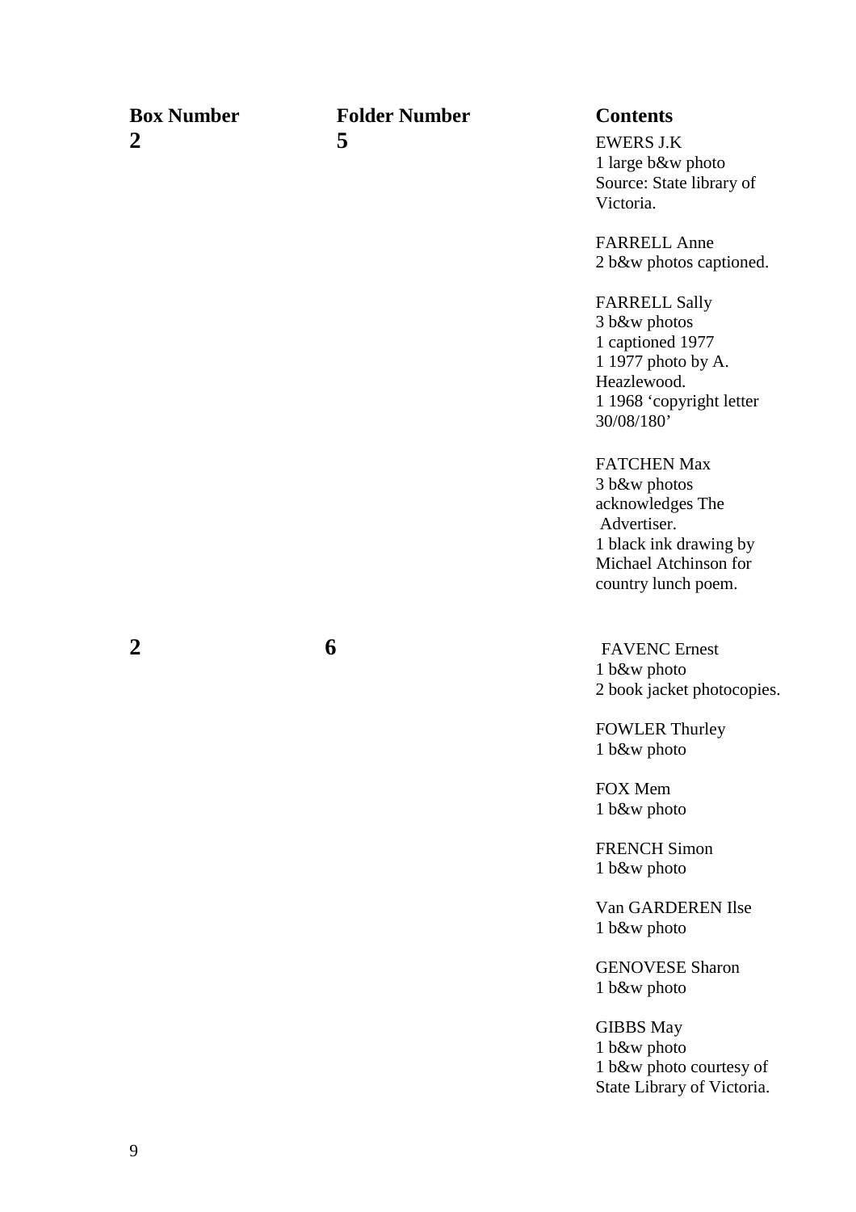| Box Number | Folder Number | Contents |
| --- | --- | --- |
| 2 | 5 | EWERS J.K<br>1 large b&w photo<br>Source: State library of Victoria.<br><br>FARRELL Anne<br>2 b&w photos captioned.<br><br>FARRELL Sally<br>3 b&w photos<br>1 captioned 1977<br>1 1977 photo by A. Heazlewood.<br>1 1968 'copyright letter 30/08/180'<br><br>FATCHEN Max<br>3 b&w photos<br>acknowledges The Advertiser.<br>1 black ink drawing by Michael Atchinson for country lunch poem. |
| 2 | 6 | FAVENC Ernest<br>1 b&w photo<br>2 book jacket photocopies.<br><br>FOWLER Thurley<br>1 b&w photo<br><br>FOX Mem<br>1 b&w photo<br><br>FRENCH Simon<br>1 b&w photo<br><br>Van GARDEREN Ilse<br>1 b&w photo<br><br>GENOVESE Sharon<br>1 b&w photo<br><br>GIBBS May<br>1 b&w photo<br>1 b&w photo courtesy of State Library of Victoria. |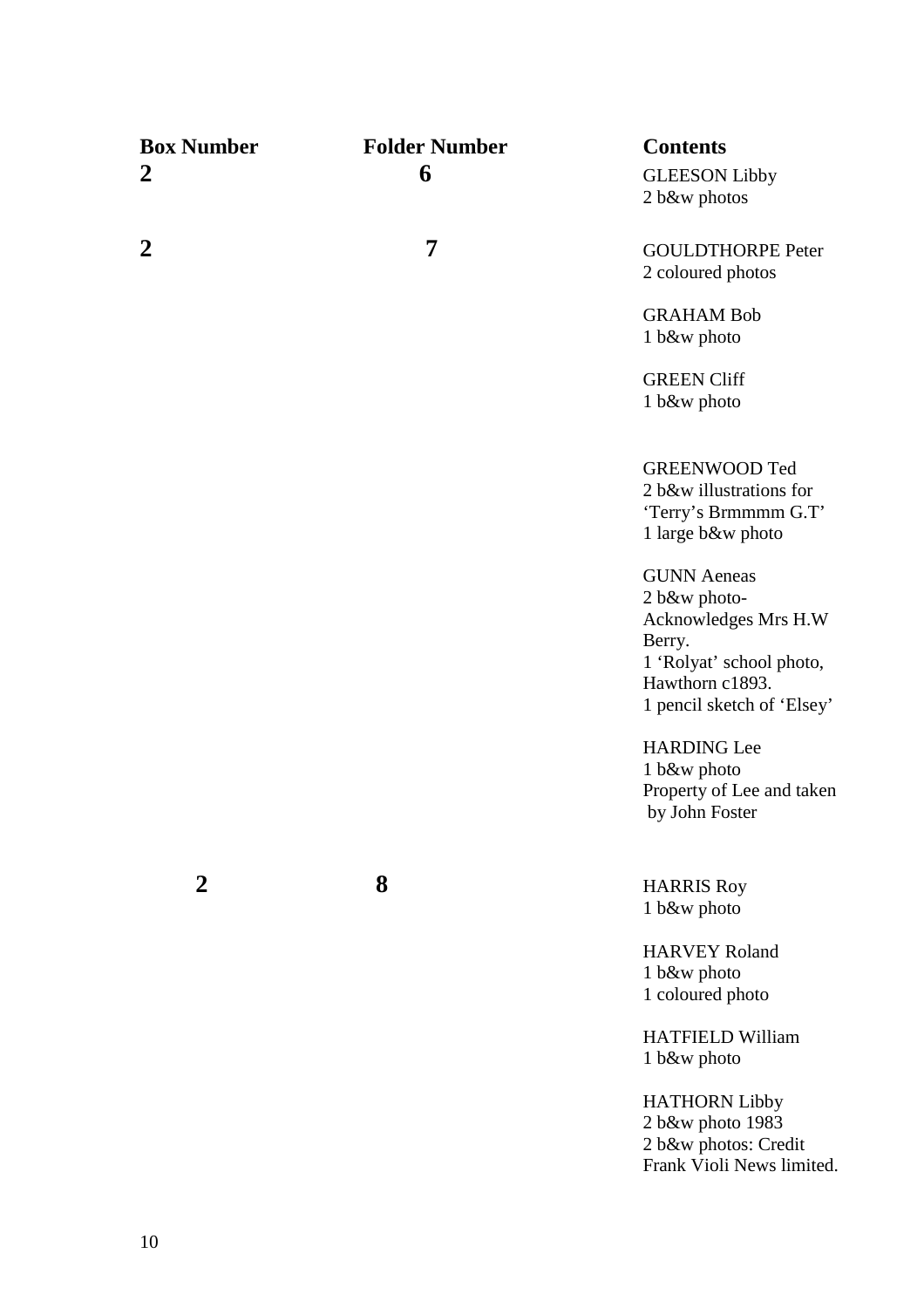| Box Number | Folder Number | Contents |
|---|---|---|
| 2 | 6 | GLEESON Libby<br>2 b&w photos |
| 2 | 7 | GOULDTHORPE Peter<br>2 coloured photos |
| | | GRAHAM Bob<br>1 b&w photo |
| | | GREEN Cliff<br>1 b&w photo |
| | | GREENWOOD Ted<br>2 b&w illustrations for 'Terry's Brmmmm G.T'<br>1 large b&w photo |
| | | GUNN Aeneas<br>2 b&w photo- Acknowledges Mrs H.W Berry.<br>1 'Rolyat' school photo, Hawthorn c1893.<br>1 pencil sketch of 'Elsey' |
| | | HARDING Lee<br>1 b&w photo<br>Property of Lee and taken by John Foster |
| 2 | 8 | HARRIS Roy<br>1 b&w photo |
| | | HARVEY Roland<br>1 b&w photo<br>1 coloured photo |
| | | HATFIELD William<br>1 b&w photo |
| | | HATHORN Libby<br>2 b&w photo 1983<br>2 b&w photos: Credit Frank Violi News limited. |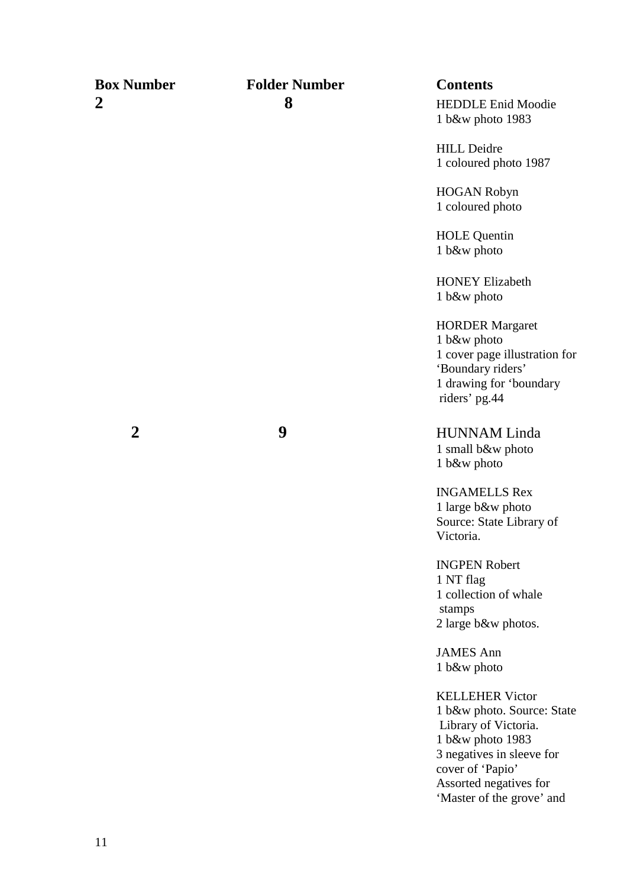| Box Number | Folder Number | Contents |
|---|---|---|
| **2** | **8** | HEDDLE Enid Moodie<br>1 b&w photo 1983<br><br>HILL Deidre<br>1 coloured photo 1987<br><br>HOGAN Robyn<br>1 coloured photo<br><br>HOLE Quentin<br>1 b&w photo<br><br>HONEY Elizabeth<br>1 b&w photo<br><br>HORDER Margaret<br>1 b&w photo<br>1 cover page illustration for 'Boundary riders'<br>1 drawing for 'boundary riders' pg.44 |
| **2** | **9** | HUNNAM Linda<br>1 small b&w photo<br>1 b&w photo<br><br>INGAMELLS Rex<br>1 large b&w photo<br>Source: State Library of Victoria.<br><br>INGPEN Robert<br>1 NT flag<br>1 collection of whale stamps<br>2 large b&w photos.<br><br>JAMES Ann<br>1 b&w photo<br><br>KELLEHER Victor<br>1 b&w photo. Source: State Library of Victoria.<br>1 b&w photo 1983<br>3 negatives in sleeve for cover of 'Papio'<br>Assorted negatives for 'Master of the grove' and |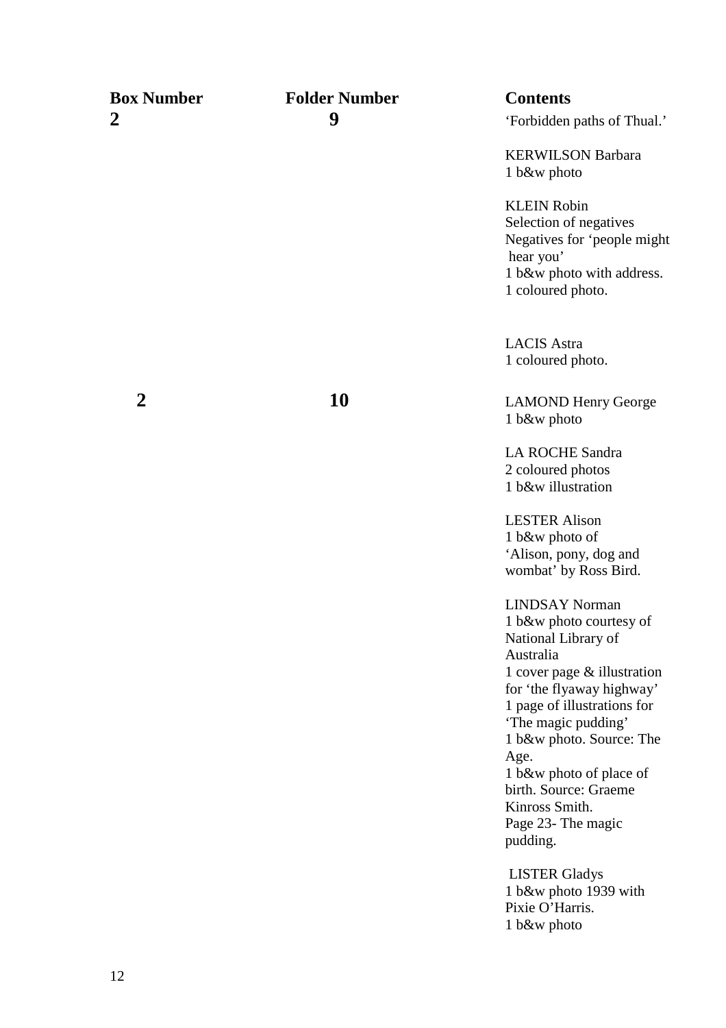| Box Number | Folder Number | Contents |
| --- | --- | --- |
| 2 | 9 | 'Forbidden paths of Thual.'<br><br>KERWILSON Barbara<br>1 b&w photo<br><br>KLEIN Robin<br>Selection of negatives<br>Negatives for 'people might hear you'<br>1 b&w photo with address.<br>1 coloured photo.<br><br>LACIS Astra<br>1 coloured photo. |
| 2 | 10 | LAMOND Henry George<br>1 b&w photo<br><br>LA ROCHE Sandra<br>2 coloured photos<br>1 b&w illustration<br><br>LESTER Alison<br>1 b&w photo of 'Alison, pony, dog and wombat' by Ross Bird.<br><br>LINDSAY Norman<br>1 b&w photo courtesy of National Library of Australia<br>1 cover page & illustration for 'the flyaway highway'<br>1 page of illustrations for 'The magic pudding'<br>1 b&w photo. Source: The Age.<br>1 b&w photo of place of birth. Source: Graeme Kinross Smith.<br>Page 23- The magic pudding.<br><br>LISTER Gladys<br>1 b&w photo 1939 with Pixie O'Harris.<br>1 b&w photo |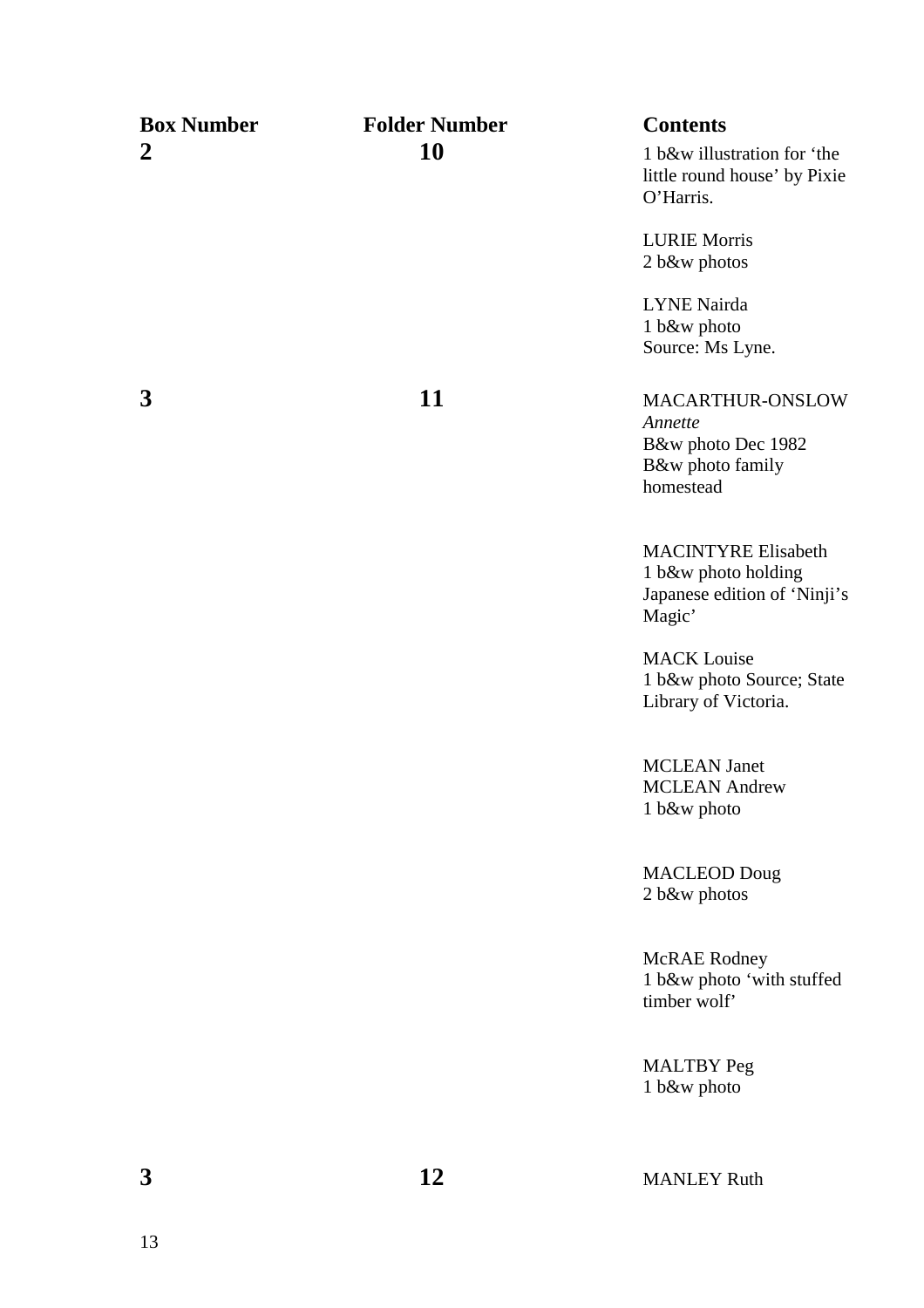| Box Number | Folder Number | Contents |
|---|---|---|
| **2** | **10** | 1 b&w illustration for 'the little round house' by Pixie O'Harris.<br><br>LURIE Morris<br>2 b&w photos<br><br>LYNE Nairda<br>1 b&w photo<br>Source: Ms Lyne. |
| **3** | **11** | MACARTHUR-ONSLOW *Annette*<br>B&w photo Dec 1982<br>B&w photo family homestead<br><br>MACINTYRE Elisabeth<br>1 b&w photo holding Japanese edition of 'Ninji's Magic'<br><br>MACK Louise<br>1 b&w photo Source; State Library of Victoria.<br><br>MCLEAN Janet<br>MCLEAN Andrew<br>1 b&w photo<br><br>MACLEOD Doug<br>2 b&w photos<br><br>McRAE Rodney<br>1 b&w photo 'with stuffed timber wolf'<br><br>MALTBY Peg<br>1 b&w photo |
| **3** | **12** | MANLEY Ruth |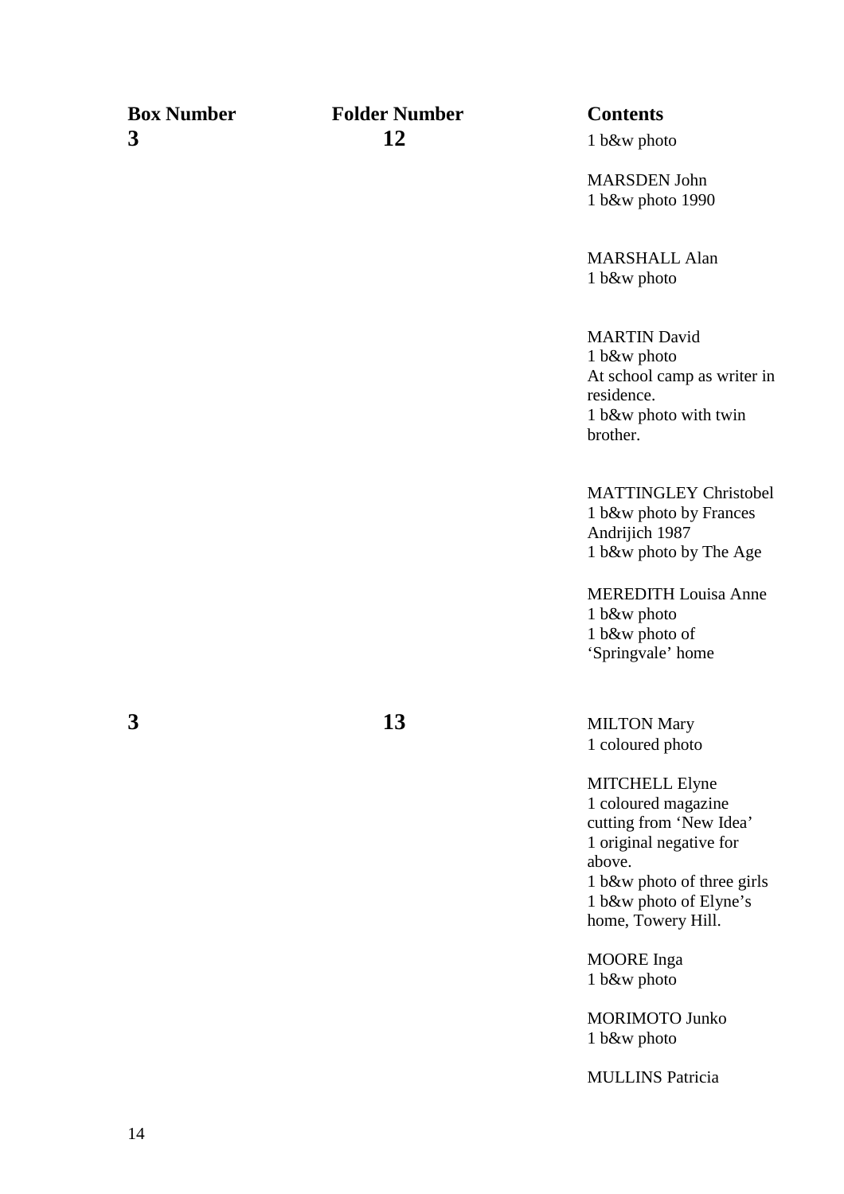| Box Number | Folder Number | Contents |
| --- | --- | --- |
| 3 | 12 | 1 b&w photo<br><br>MARSDEN John<br>1 b&w photo 1990<br><br>MARSHALL Alan<br>1 b&w photo<br><br>MARTIN David<br>1 b&w photo<br>At school camp as writer in residence.<br>1 b&w photo with twin brother.<br><br>MATTINGLEY Christobel<br>1 b&w photo by Frances Andrijich 1987<br>1 b&w photo by The Age<br><br>MEREDITH Louisa Anne<br>1 b&w photo<br>1 b&w photo of 'Springvale' home |
| 3 | 13 | MILTON Mary<br>1 coloured photo<br><br>MITCHELL Elyne<br>1 coloured magazine cutting from 'New Idea'<br>1 original negative for above.<br>1 b&w photo of three girls<br>1 b&w photo of Elyne's home, Towery Hill.<br><br>MOORE Inga<br>1 b&w photo<br><br>MORIMOTO Junko<br>1 b&w photo<br><br>MULLINS Patricia |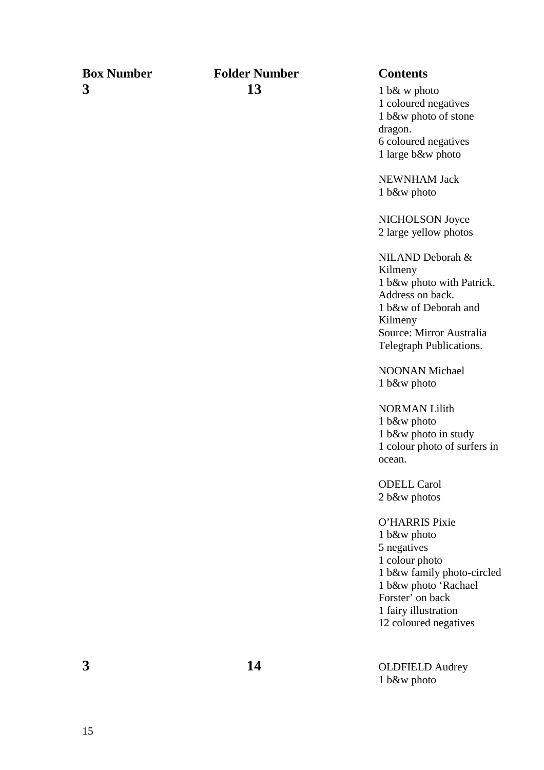| Box Number | Folder Number | Contents |
|---|---|---|
| 3 | 13 | 1 b& w photo<br>1 coloured negatives<br>1 b&w photo of stone dragon.<br>6 coloured negatives<br>1 large b&w photo<br><br>NEWNHAM Jack<br>1 b&w photo<br><br>NICHOLSON Joyce<br>2 large yellow photos<br><br>NILAND Deborah & Kilmeny<br>1 b&w photo with Patrick. Address on back.<br>1 b&w of Deborah and Kilmeny<br>Source: Mirror Australia Telegraph Publications.<br><br>NOONAN Michael<br>1 b&w photo<br><br>NORMAN Lilith<br>1 b&w photo<br>1 b&w photo in study<br>1 colour photo of surfers in ocean.<br><br>ODELL Carol<br>2 b&w photos<br><br>O'HARRIS Pixie<br>1 b&w photo<br>5 negatives<br>1 colour photo<br>1 b&w family photo-circled<br>1 b&w photo 'Rachael Forster' on back<br>1 fairy illustration<br>12 coloured negatives |
| 3 | 14 | OLDFIELD Audrey<br>1 b&w photo |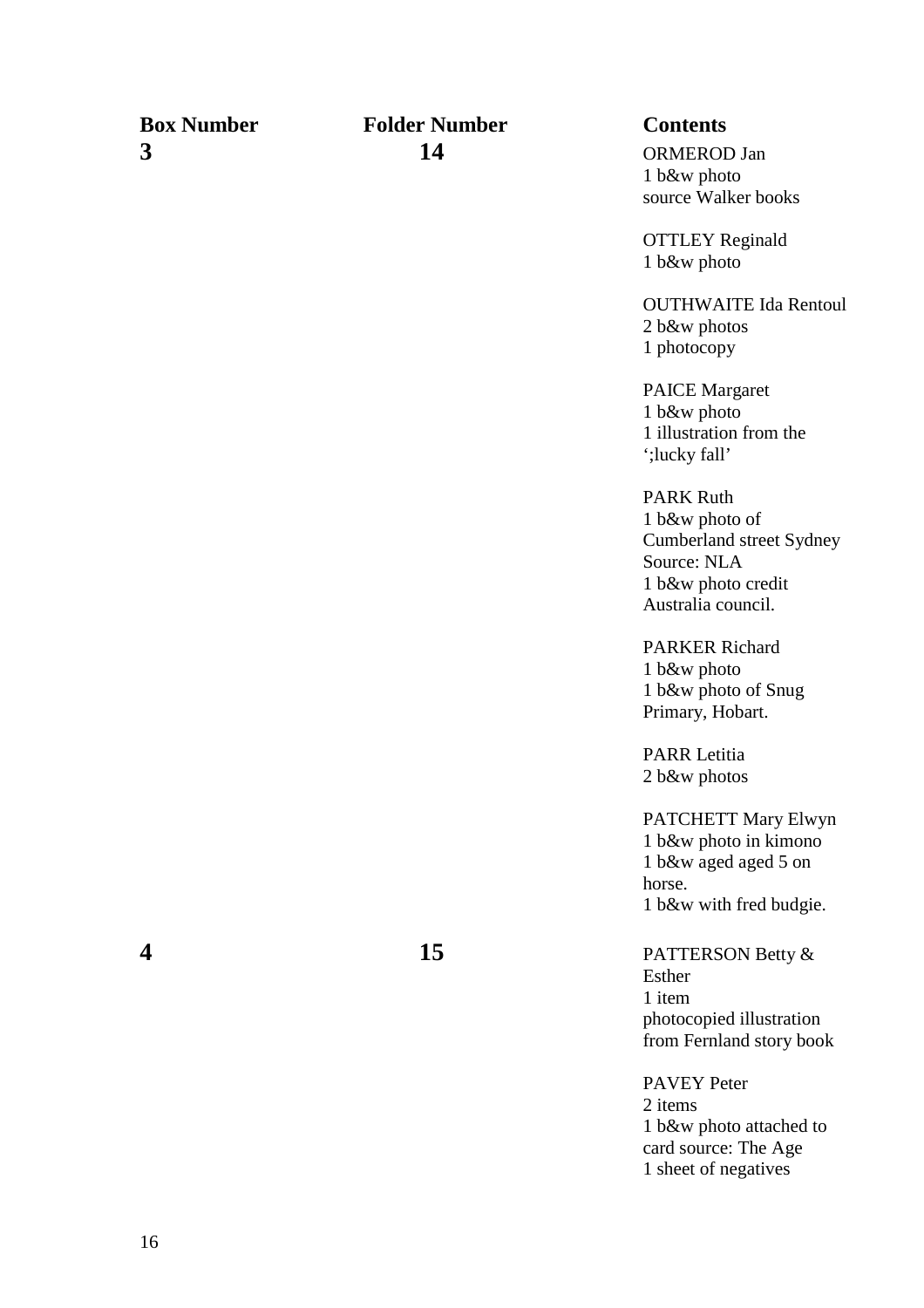| Box Number | Folder Number | Contents |
|---|---|---|
| **3** | **14** | ORMEROD Jan<br>1 b&w photo<br>source Walker books |
| | | OTTLEY Reginald<br>1 b&w photo |
| | | OUTHWAITE Ida Rentoul<br>2 b&w photos<br>1 photocopy |
| | | PAICE Margaret<br>1 b&w photo<br>1 illustration from the<br>';lucky fall' |
| | | PARK Ruth<br>1 b&w photo of<br>Cumberland street Sydney<br>Source: NLA<br>1 b&w photo credit<br>Australia council. |
| | | PARKER Richard<br>1 b&w photo<br>1 b&w photo of Snug<br>Primary, Hobart. |
| | | PARR Letitia<br>2 b&w photos |
| | | PATCHETT Mary Elwyn<br>1 b&w photo in kimono<br>1 b&w aged aged 5 on<br>horse.<br>1 b&w with fred budgie. |
| **4** | **15** | PATTERSON Betty &<br>Esther<br>1 item<br>photocopied illustration<br>from Fernland story book |
| | | PAVEY Peter<br>2 items<br>1 b&w photo attached to<br>card source: The Age<br>1 sheet of negatives |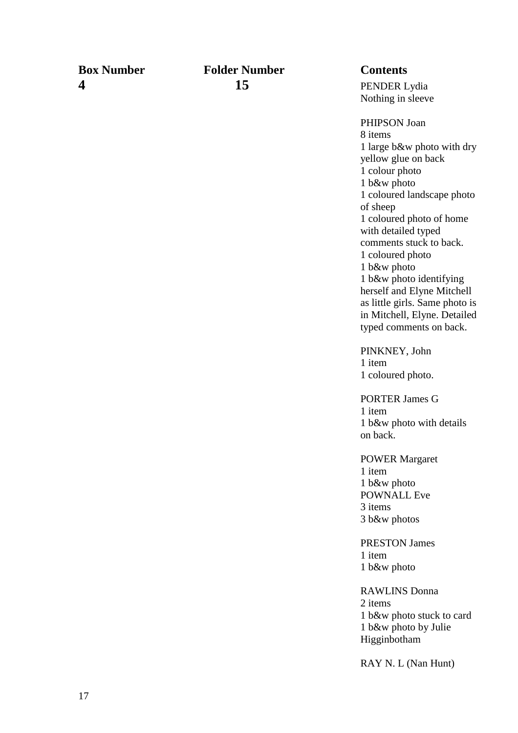| Box Number | Folder Number | Contents |
|---|---|---|
| **4** | **15** | PENDER Lydia<br>Nothing in sleeve<br><br>PHIPSON Joan<br>8 items<br>1 large b&w photo with dry yellow glue on back<br>1 colour photo<br>1 b&w photo<br>1 coloured landscape photo of sheep<br>1 coloured photo of home with detailed typed comments stuck to back.<br>1 coloured photo<br>1 b&w photo<br>1 b&w photo identifying herself and Elyne Mitchell as little girls. Same photo is in Mitchell, Elyne. Detailed typed comments on back.<br><br>PINKNEY, John<br>1 item<br>1 coloured photo.<br><br>PORTER James G<br>1 item<br>1 b&w photo with details on back.<br><br>POWER Margaret<br>1 item<br>1 b&w photo<br>POWNALL Eve<br>3 items<br>3 b&w photos<br><br>PRESTON James<br>1 item<br>1 b&w photo<br><br>RAWLINS Donna<br>2 items<br>1 b&w photo stuck to card<br>1 b&w photo by Julie Higginbotham<br><br>RAY N. L (Nan Hunt) |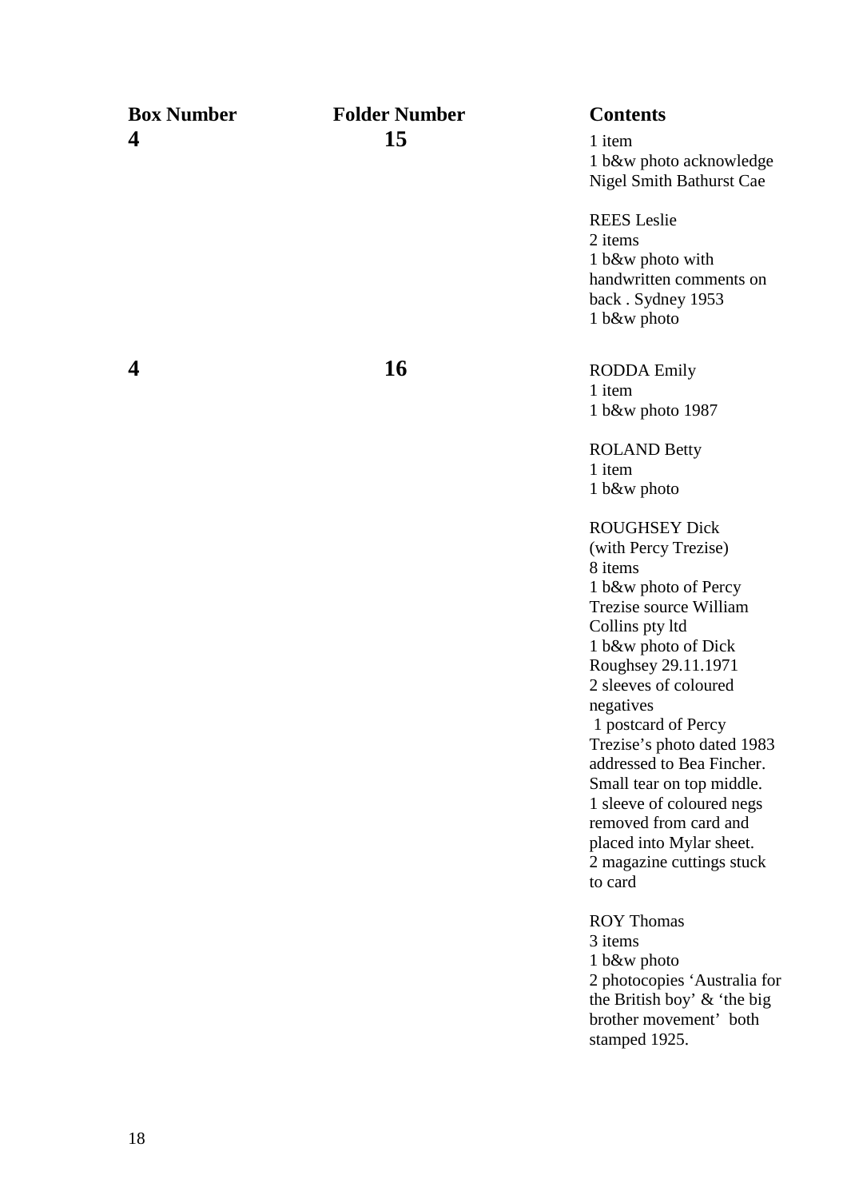| Box Number | Folder Number | Contents |
|---|---|---|
| **4** | **15** | 1 item<br>1 b&w photo acknowledge Nigel Smith Bathurst Cae<br><br>REES Leslie<br>2 items<br>1 b&w photo with handwritten comments on back . Sydney 1953<br>1 b&w photo |
| **4** | **16** | RODDA Emily<br>1 item<br>1 b&w photo 1987<br><br>ROLAND Betty<br>1 item<br>1 b&w photo<br><br>ROUGHSEY Dick (with Percy Trezise)<br>8 items<br>1 b&w photo of Percy Trezise source William Collins pty ltd<br>1 b&w photo of Dick Roughsey 29.11.1971<br>2 sleeves of coloured negatives<br>1 postcard of Percy Trezise's photo dated 1983 addressed to Bea Fincher. Small tear on top middle.<br>1 sleeve of coloured negs removed from card and placed into Mylar sheet.<br>2 magazine cuttings stuck to card<br><br>ROY Thomas<br>3 items<br>1 b&w photo<br>2 photocopies 'Australia for the British boy' & 'the big brother movement' both stamped 1925. |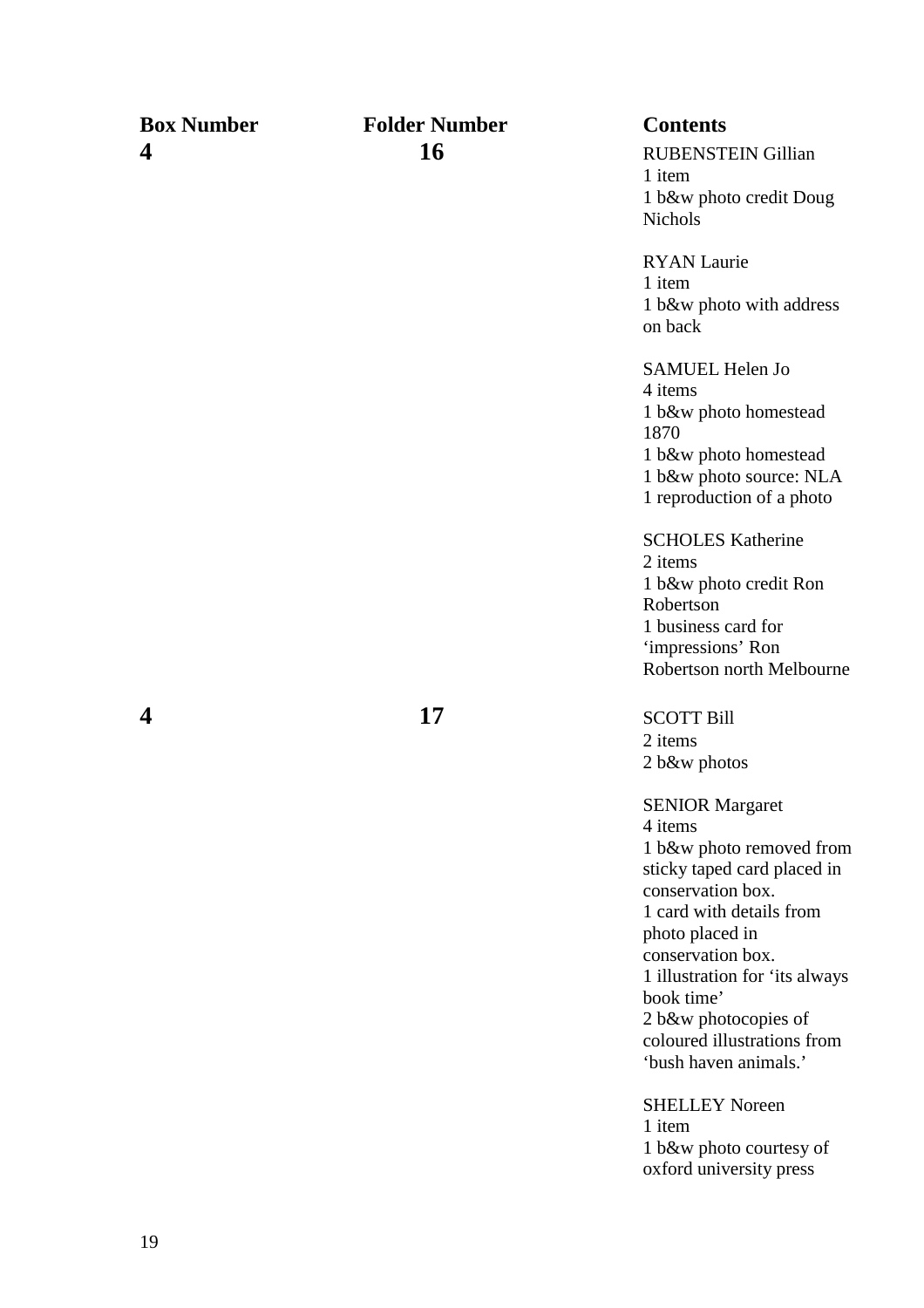| Box Number | Folder Number | Contents |
|---|---|---|
| **4** | **16** | RUBENSTEIN Gillian<br>1 item<br>1 b&w photo credit Doug Nichols<br><br>RYAN Laurie<br>1 item<br>1 b&w photo with address on back<br><br>SAMUEL Helen Jo<br>4 items<br>1 b&w photo homestead 1870<br>1 b&w photo homestead<br>1 b&w photo source: NLA<br>1 reproduction of a photo<br><br>SCHOLES Katherine<br>2 items<br>1 b&w photo credit Ron Robertson<br>1 business card for 'impressions' Ron Robertson north Melbourne |
| **4** | **17** | SCOTT Bill<br>2 items<br>2 b&w photos<br><br>SENIOR Margaret<br>4 items<br>1 b&w photo removed from sticky taped card placed in conservation box.<br>1 card with details from photo placed in conservation box.<br>1 illustration for 'its always book time'<br>2 b&w photocopies of coloured illustrations from 'bush haven animals.'<br><br>SHELLEY Noreen<br>1 item<br>1 b&w photo courtesy of oxford university press |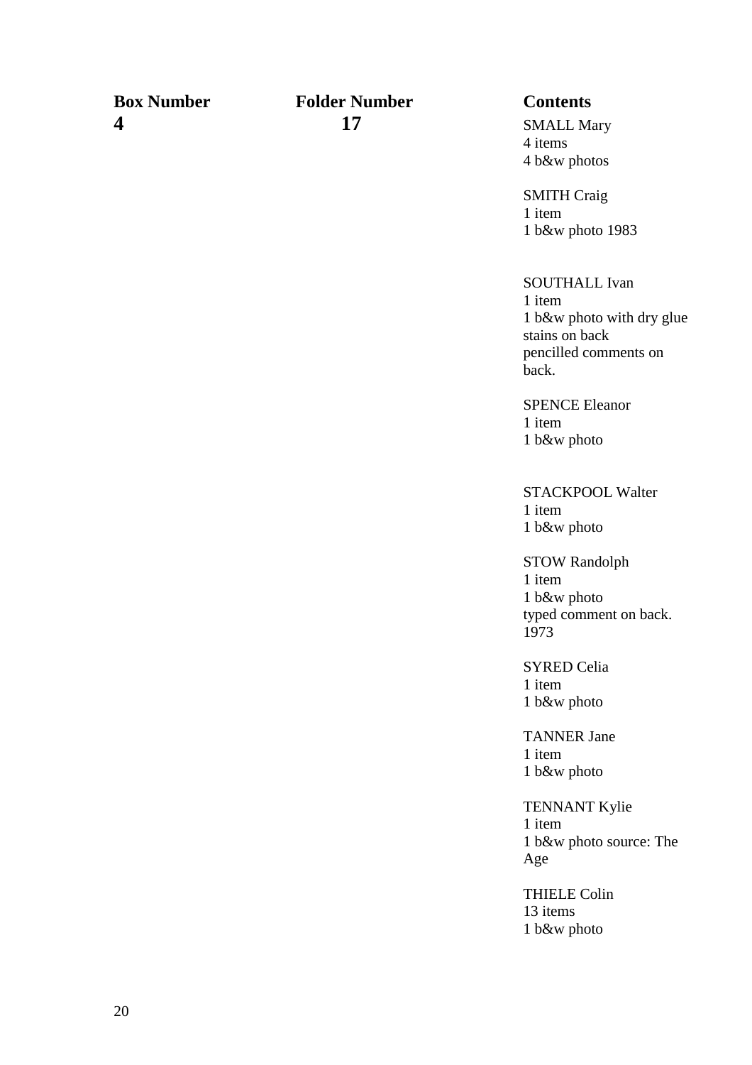| Box Number | Folder Number | Contents |
| --- | --- | --- |
| 4 | 17 | SMALL Mary<br>4 items<br>4 b&w photos |
| | | SMITH Craig<br>1 item<br>1 b&w photo 1983 |
| | | SOUTHALL Ivan<br>1 item<br>1 b&w photo with dry glue stains on back<br>pencilled comments on back. |
| | | SPENCE Eleanor<br>1 item<br>1 b&w photo |
| | | STACKPOOL Walter<br>1 item<br>1 b&w photo |
| | | STOW Randolph<br>1 item<br>1 b&w photo<br>typed comment on back.<br>1973 |
| | | SYRED Celia<br>1 item<br>1 b&w photo |
| | | TANNER Jane<br>1 item<br>1 b&w photo |
| | | TENNANT Kylie<br>1 item<br>1 b&w photo source: The Age |
| | | THIELE Colin<br>13 items<br>1 b&w photo |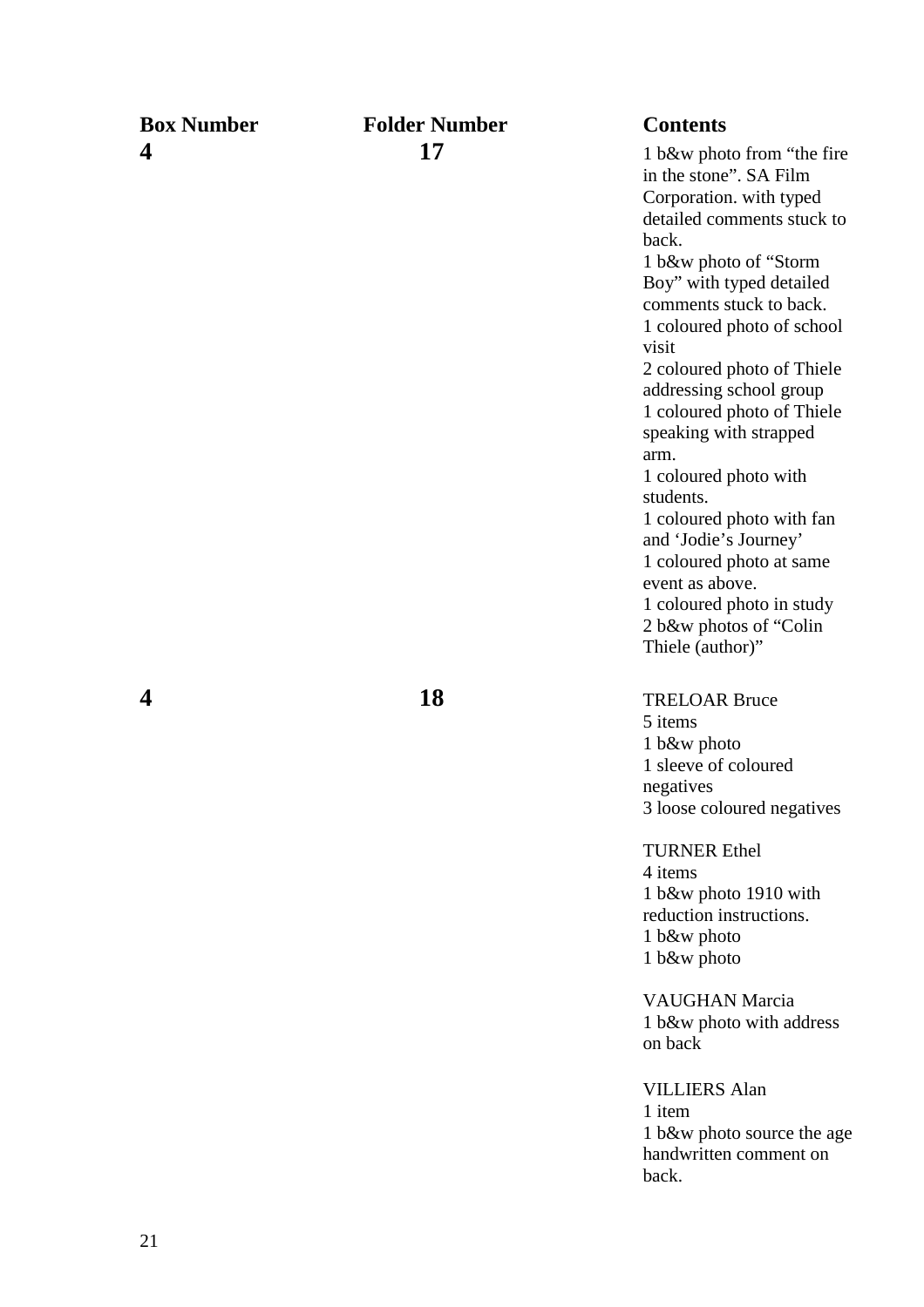| Box Number | Folder Number | Contents |
|---|---|---|
| **4** | **17** | 1 b&w photo from “the fire in the stone”. SA Film Corporation. with typed detailed comments stuck to back.<br>1 b&w photo of “Storm Boy” with typed detailed comments stuck to back.<br>1 coloured photo of school visit<br>2 coloured photo of Thiele addressing school group<br>1 coloured photo of Thiele speaking with strapped arm.<br>1 coloured photo with students.<br>1 coloured photo with fan and ‘Jodie’s Journey’<br>1 coloured photo at same event as above.<br>1 coloured photo in study<br>2 b&w photos of “Colin Thiele (author)” |
| **4** | **18** | TRELOAR Bruce<br>5 items<br>1 b&w photo<br>1 sleeve of coloured negatives<br>3 loose coloured negatives<br><br>TURNER Ethel<br>4 items<br>1 b&w photo 1910 with reduction instructions.<br>1 b&w photo<br>1 b&w photo<br><br>VAUGHAN Marcia<br>1 b&w photo with address on back<br><br>VILLIERS Alan<br>1 item<br>1 b&w photo source the age handwritten comment on back. |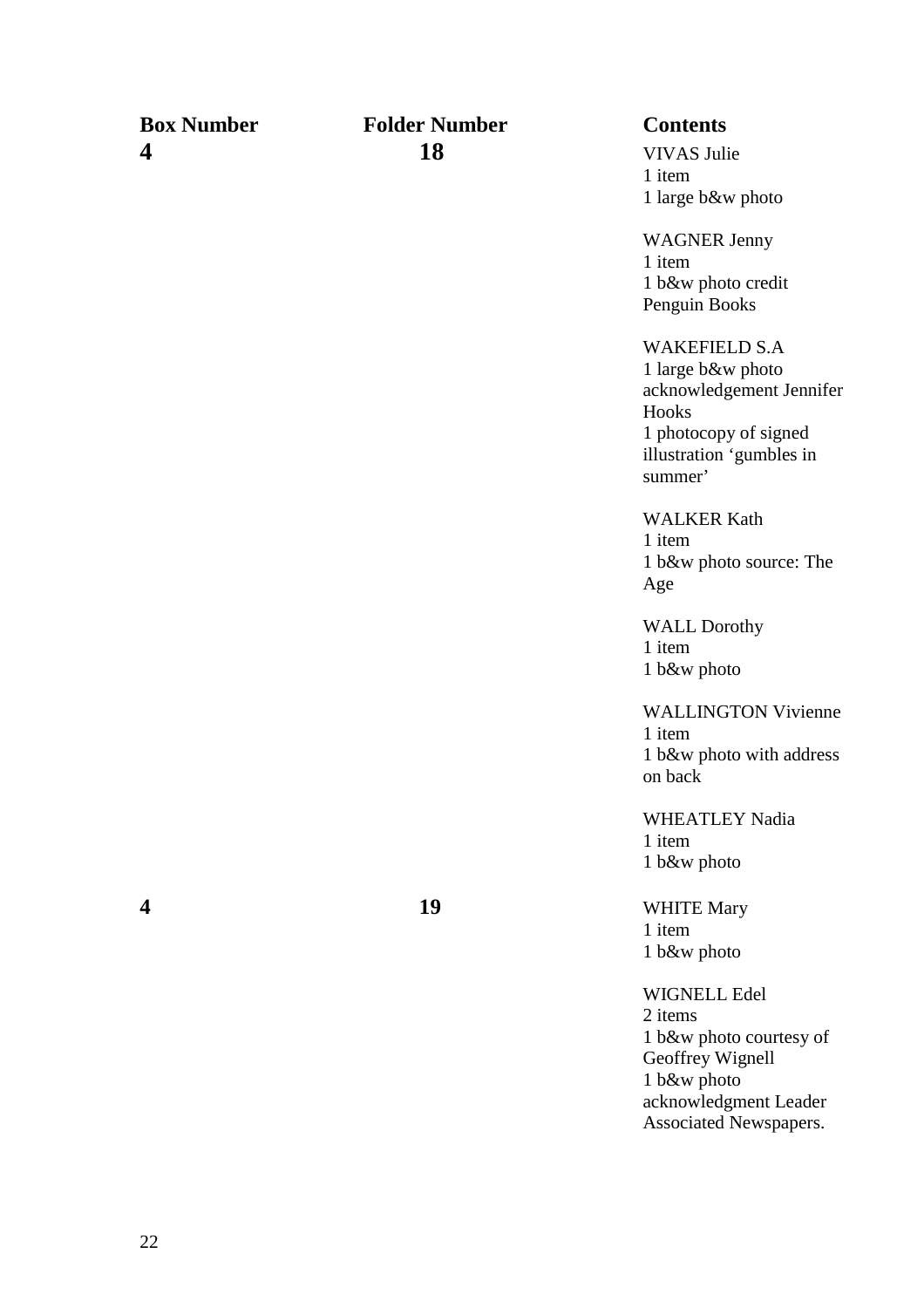| Box Number | Folder Number | Contents |
|---|---|---|
| 4 | 18 | VIVAS Julie<br>1 item<br>1 large b&w photo |
| | | WAGNER Jenny<br>1 item<br>1 b&w photo credit Penguin Books |
| | | WAKEFIELD S.A<br>1 large b&w photo acknowledgement Jennifer Hooks<br>1 photocopy of signed illustration 'gumbles in summer' |
| | | WALKER Kath<br>1 item<br>1 b&w photo source: The Age |
| | | WALL Dorothy<br>1 item<br>1 b&w photo |
| | | WALLINGTON Vivienne<br>1 item<br>1 b&w photo with address on back |
| | | WHEATLEY Nadia<br>1 item<br>1 b&w photo |
| 4 | 19 | WHITE Mary<br>1 item<br>1 b&w photo |
| | | WIGNELL Edel<br>2 items<br>1 b&w photo courtesy of Geoffrey Wignell<br>1 b&w photo acknowledgment Leader Associated Newspapers. |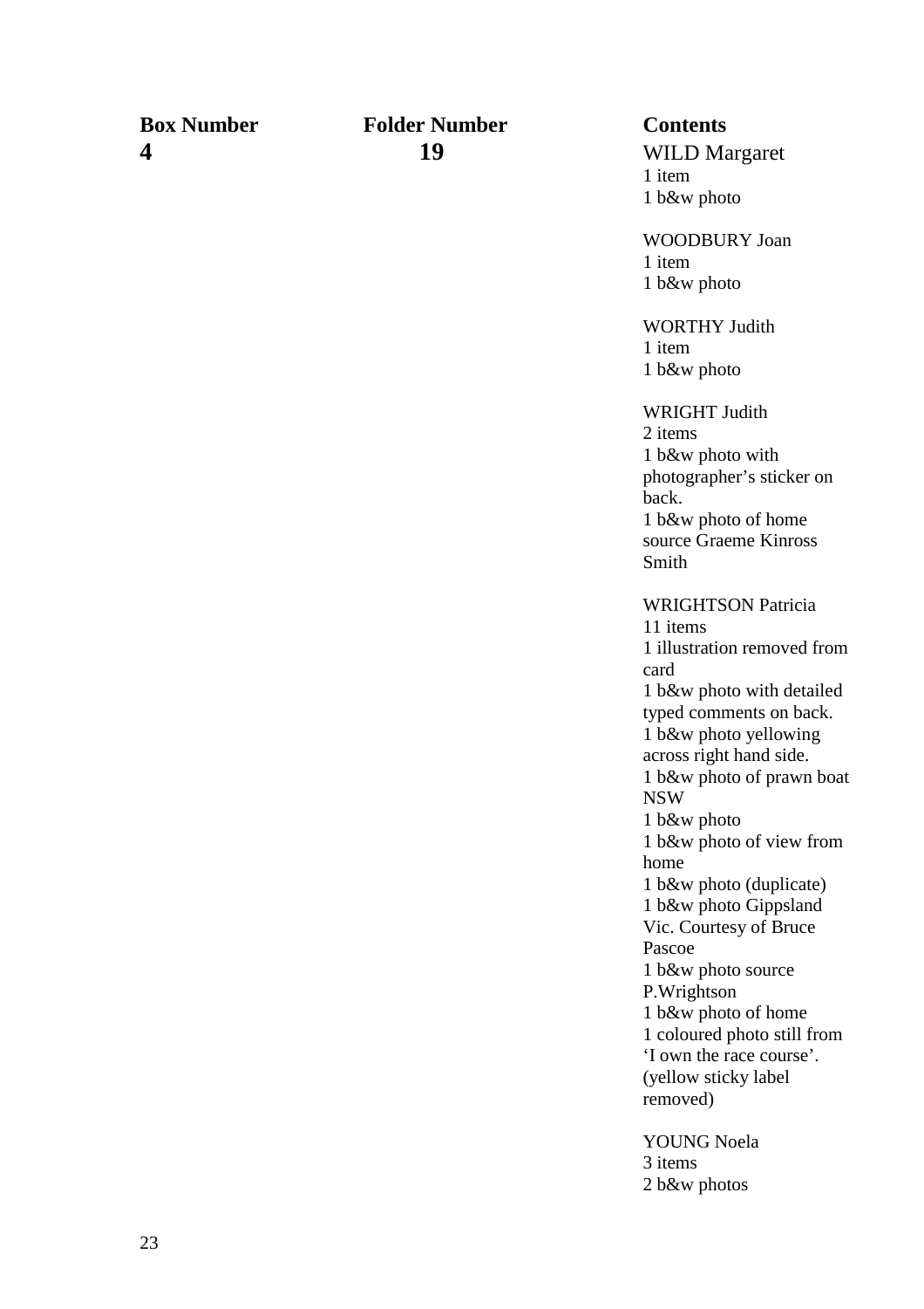| Box Number | Folder Number | Contents |
|---|---|---|
| 4 | 19 | WILD Margaret<br>1 item<br>1 b&w photo<br><br>WOODBURY Joan<br>1 item<br>1 b&w photo<br><br>WORTHY Judith<br>1 item<br>1 b&w photo<br><br>WRIGHT Judith<br>2 items<br>1 b&w photo with photographer's sticker on back.<br>1 b&w photo of home source Graeme Kinross Smith<br><br>WRIGHTSON Patricia<br>11 items<br>1 illustration removed from card<br>1 b&w photo with detailed typed comments on back.<br>1 b&w photo yellowing across right hand side.<br>1 b&w photo of prawn boat NSW<br>1 b&w photo<br>1 b&w photo of view from home<br>1 b&w photo (duplicate)<br>1 b&w photo Gippsland Vic. Courtesy of Bruce Pascoe<br>1 b&w photo source P.Wrightson<br>1 b&w photo of home<br>1 coloured photo still from 'I own the race course'. (yellow sticky label removed)<br><br>YOUNG Noela<br>3 items<br>2 b&w photos |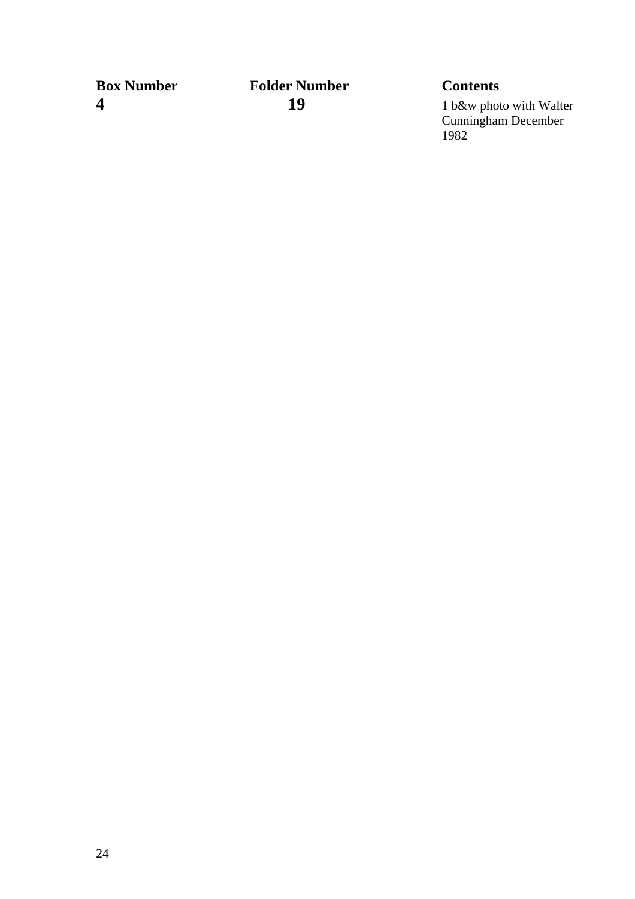| Box Number | Folder Number | Contents |
|---|---|---|
| 4 | 19 | 1 b&w photo with Walter Cunningham December 1982 |